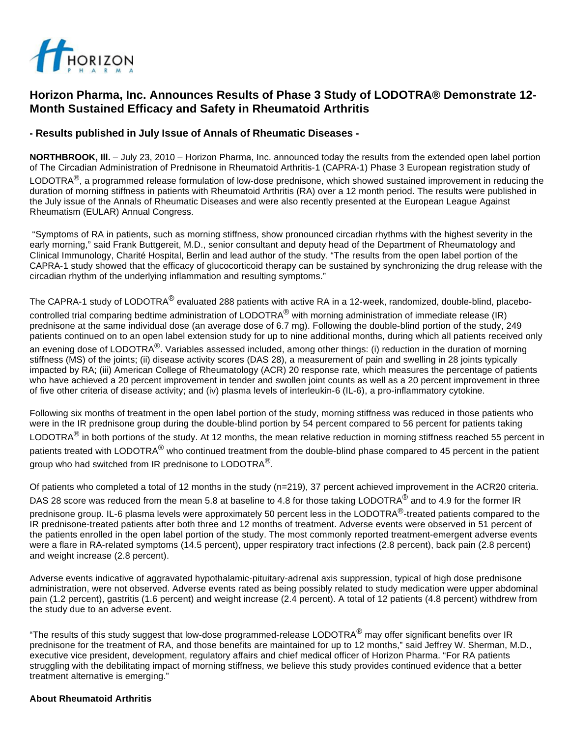# Horizon Pharma, Inc. Announces Results of Phase 3 Study of LODOTRA® Demonstrate 12-Month Sustained Efficacy and Safety in Rheumatoid Arthritis

## - Results published in July Issue of Annals of Rheumatic Diseases -

**NORTHBROOK, Ill.** – July 23, 2010 – Horizon Pharma, Inc. announced today the results from the extended open label portion of The Circadian Administration of Prednisone in Rheumatoid Arthritis-1 (CAPRA-1) Phase 3 European registration study of LODOTRA®, a programmed release formulation of low-dose prednisone, which showed sustained improvement in reducing the duration of morning stiffness in patients with Rheumatoid Arthritis (RA) over a 12 month period. The results were published in the July issue of the Annals of Rheumatic Diseases and were also recently presented at the European League Against Rheumatism (EULAR) Annual Congress.

"Symptoms of RA in patients, such as morning stiffness, show pronounced circadian rhythms with the highest severity in the early morning," said Frank Buttgereit, M.D., senior consultant and deputy head of the Department of Rheumatology and Clinical Immunology, Charité Hospital, Berlin and lead author of the study. "The results from the open label portion of the CAPRA-1 study showed that the efficacy of glucocorticoid therapy can be sustained by synchronizing the drug release with the circadian rhythm of the underlying inflammation and resulting symptoms."

The CAPRA-1 study of LODOTRA® evaluated 288 patients with active RA in a 12-week, randomized, double-blind, placebo-controlled trial comparing bedtime administration of LODOTRA® with morning administration of immediate release (IR) prednisone at the same individual dose (an average dose of 6.7 mg). Following the double-blind portion of the study, 249 patients continued on to an open label extension study for up to nine additional months, during which all patients received only an evening dose of LODOTRA®. Variables assessed included, among other things: (i) reduction in the duration of morning stiffness (MS) of the joints; (ii) disease activity scores (DAS 28), a measurement of pain and swelling in 28 joints typically impacted by RA; (iii) American College of Rheumatology (ACR) 20 response rate, which measures the percentage of patients who have achieved a 20 percent improvement in tender and swollen joint counts as well as a 20 percent improvement in three of five other criteria of disease activity; and (iv) plasma levels of interleukin-6 (IL-6), a pro-inflammatory cytokine.

Following six months of treatment in the open label portion of the study, morning stiffness was reduced in those patients who were in the IR prednisone group during the double-blind portion by 54 percent compared to 56 percent for patients taking LODOTRA® in both portions of the study. At 12 months, the mean relative reduction in morning stiffness reached 55 percent in patients treated with LODOTRA® who continued treatment from the double-blind phase compared to 45 percent in the patient group who had switched from IR prednisone to LODOTRA®.

Of patients who completed a total of 12 months in the study (n=219), 37 percent achieved improvement in the ACR20 criteria. DAS 28 score was reduced from the mean 5.8 at baseline to 4.8 for those taking LODOTRA® and to 4.9 for the former IR prednisone group. IL-6 plasma levels were approximately 50 percent less in the LODOTRA®-treated patients compared to the IR prednisone-treated patients after both three and 12 months of treatment. Adverse events were observed in 51 percent of the patients enrolled in the open label portion of the study. The most commonly reported treatment-emergent adverse events were a flare in RA-related symptoms (14.5 percent), upper respiratory tract infections (2.8 percent), back pain (2.8 percent) and weight increase (2.8 percent).

Adverse events indicative of aggravated hypothalamic-pituitary-adrenal axis suppression, typical of high dose prednisone administration, were not observed. Adverse events rated as being possibly related to study medication were upper abdominal pain (1.2 percent), gastritis (1.6 percent) and weight increase (2.4 percent). A total of 12 patients (4.8 percent) withdrew from the study due to an adverse event.

"The results of this study suggest that low-dose programmed-release LODOTRA® may offer significant benefits over IR prednisone for the treatment of RA, and those benefits are maintained for up to 12 months," said Jeffrey W. Sherman, M.D., executive vice president, development, regulatory affairs and chief medical officer of Horizon Pharma. "For RA patients struggling with the debilitating impact of morning stiffness, we believe this study provides continued evidence that a better treatment alternative is emerging."

**About Rheumatoid Arthritis**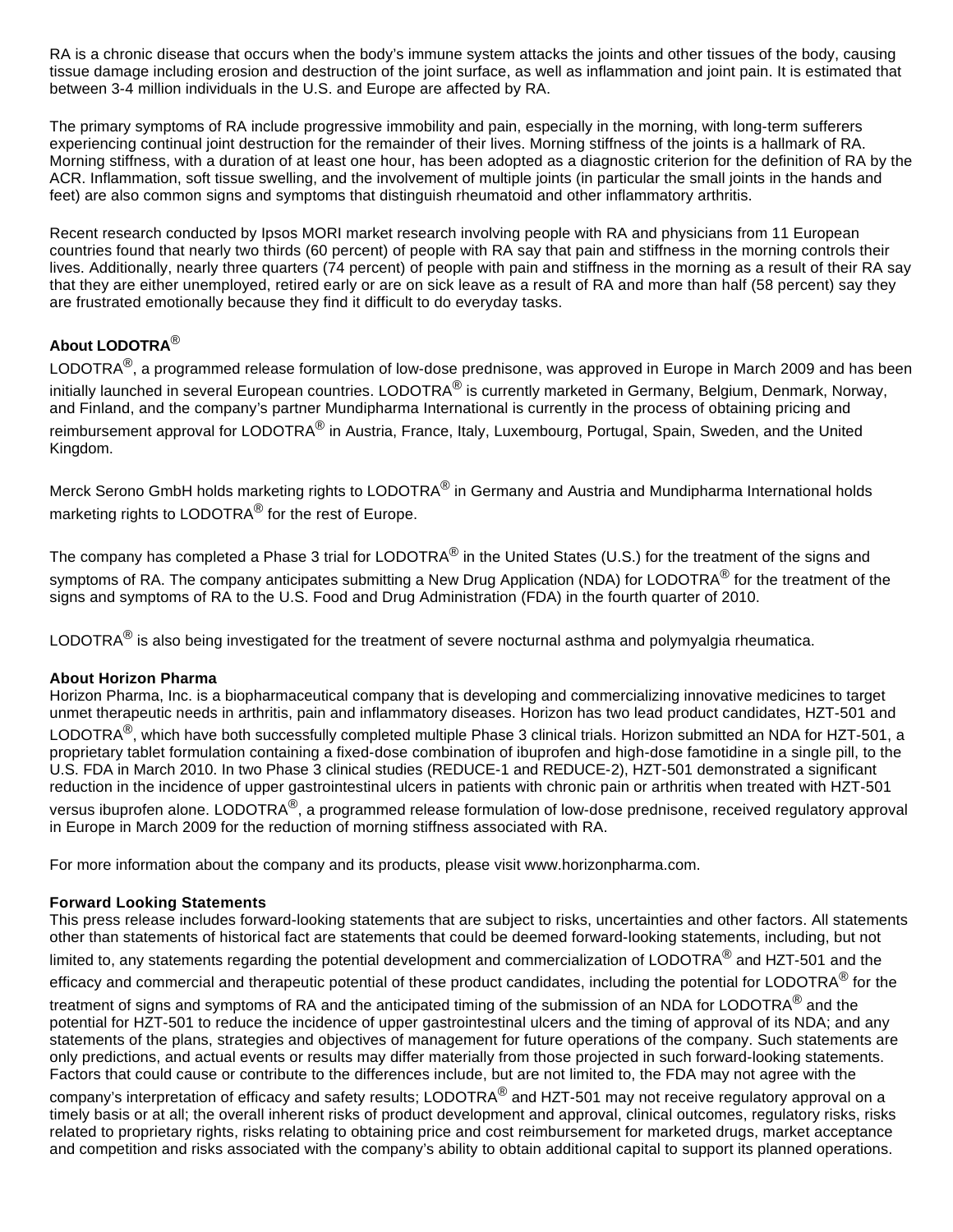RA is a chronic disease that occurs when the body's immune system attacks the joints and other tissues of the body, causing tissue damage including erosion and destruction of the joint surface, as well as inflammation and joint pain. It is estimated that between 3-4 million individuals in the U.S. and Europe are affected by RA.

The primary symptoms of RA include progressive immobility and pain, especially in the morning, with long-term sufferers experiencing continual joint destruction for the remainder of their lives. Morning stiffness of the joints is a hallmark of RA. Morning stiffness, with a duration of at least one hour, has been adopted as a diagnostic criterion for the definition of RA by the ACR. Inflammation, soft tissue swelling, and the involvement of multiple joints (in particular the small joints in the hands and feet) are also common signs and symptoms that distinguish rheumatoid and other inflammatory arthritis.

Recent research conducted by Ipsos MORI market research involving people with RA and physicians from 11 European countries found that nearly two thirds (60 percent) of people with RA say that pain and stiffness in the morning controls their lives. Additionally, nearly three quarters (74 percent) of people with pain and stiffness in the morning as a result of their RA say that they are either unemployed, retired early or are on sick leave as a result of RA and more than half (58 percent) say they are frustrated emotionally because they find it difficult to do everyday tasks.

**About LODOTRA®**

LODOTRA®, a programmed release formulation of low-dose prednisone, was approved in Europe in March 2009 and has been initially launched in several European countries. LODOTRA® is currently marketed in Germany, Belgium, Denmark, Norway, and Finland, and the company's partner Mundipharma International is currently in the process of obtaining pricing and reimbursement approval for LODOTRA® in Austria, France, Italy, Luxembourg, Portugal, Spain, Sweden, and the United Kingdom.

Merck Serono GmbH holds marketing rights to LODOTRA® in Germany and Austria and Mundipharma International holds marketing rights to LODOTRA® for the rest of Europe.

The company has completed a Phase 3 trial for LODOTRA® in the United States (U.S.) for the treatment of the signs and symptoms of RA. The company anticipates submitting a New Drug Application (NDA) for LODOTRA® for the treatment of the signs and symptoms of RA to the U.S. Food and Drug Administration (FDA) in the fourth quarter of 2010.

LODOTRA® is also being investigated for the treatment of severe nocturnal asthma and polymyalgia rheumatica.

**About Horizon Pharma**

Horizon Pharma, Inc. is a biopharmaceutical company that is developing and commercializing innovative medicines to target unmet therapeutic needs in arthritis, pain and inflammatory diseases. Horizon has two lead product candidates, HZT-501 and LODOTRA®, which have both successfully completed multiple Phase 3 clinical trials. Horizon submitted an NDA for HZT-501, a proprietary tablet formulation containing a fixed-dose combination of ibuprofen and high-dose famotidine in a single pill, to the U.S. FDA in March 2010. In two Phase 3 clinical studies (REDUCE-1 and REDUCE-2), HZT-501 demonstrated a significant reduction in the incidence of upper gastrointestinal ulcers in patients with chronic pain or arthritis when treated with HZT-501 versus ibuprofen alone. LODOTRA®, a programmed release formulation of low-dose prednisone, received regulatory approval in Europe in March 2009 for the reduction of morning stiffness associated with RA.

For more information about the company and its products, please visit www.horizonpharma.com.

**Forward Looking Statements**

This press release includes forward-looking statements that are subject to risks, uncertainties and other factors. All statements other than statements of historical fact are statements that could be deemed forward-looking statements, including, but not limited to, any statements regarding the potential development and commercialization of LODOTRA® and HZT-501 and the efficacy and commercial and therapeutic potential of these product candidates, including the potential for LODOTRA® for the treatment of signs and symptoms of RA and the anticipated timing of the submission of an NDA for LODOTRA® and the potential for HZT-501 to reduce the incidence of upper gastrointestinal ulcers and the timing of approval of its NDA; and any statements of the plans, strategies and objectives of management for future operations of the company. Such statements are only predictions, and actual events or results may differ materially from those projected in such forward-looking statements. Factors that could cause or contribute to the differences include, but are not limited to, the FDA may not agree with the company's interpretation of efficacy and safety results; LODOTRA® and HZT-501 may not receive regulatory approval on a timely basis or at all; the overall inherent risks of product development and approval, clinical outcomes, regulatory risks, risks related to proprietary rights, risks relating to obtaining price and cost reimbursement for marketed drugs, market acceptance and competition and risks associated with the company's ability to obtain additional capital to support its planned operations.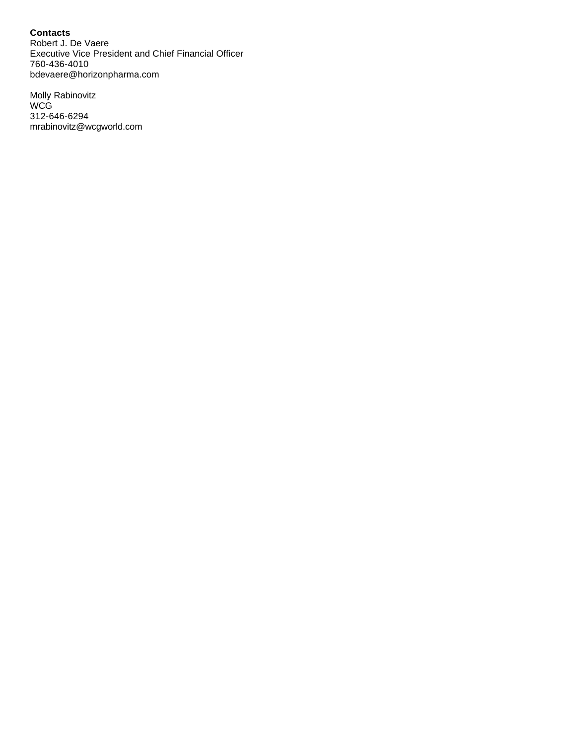**Contacts**

Robert J. De Vaere
Executive Vice President and Chief Financial Officer
760-436-4010
bdevaere@horizonpharma.com

Molly Rabinovitz
WCG
312-646-6294
mrabinovitz@wcgworld.com